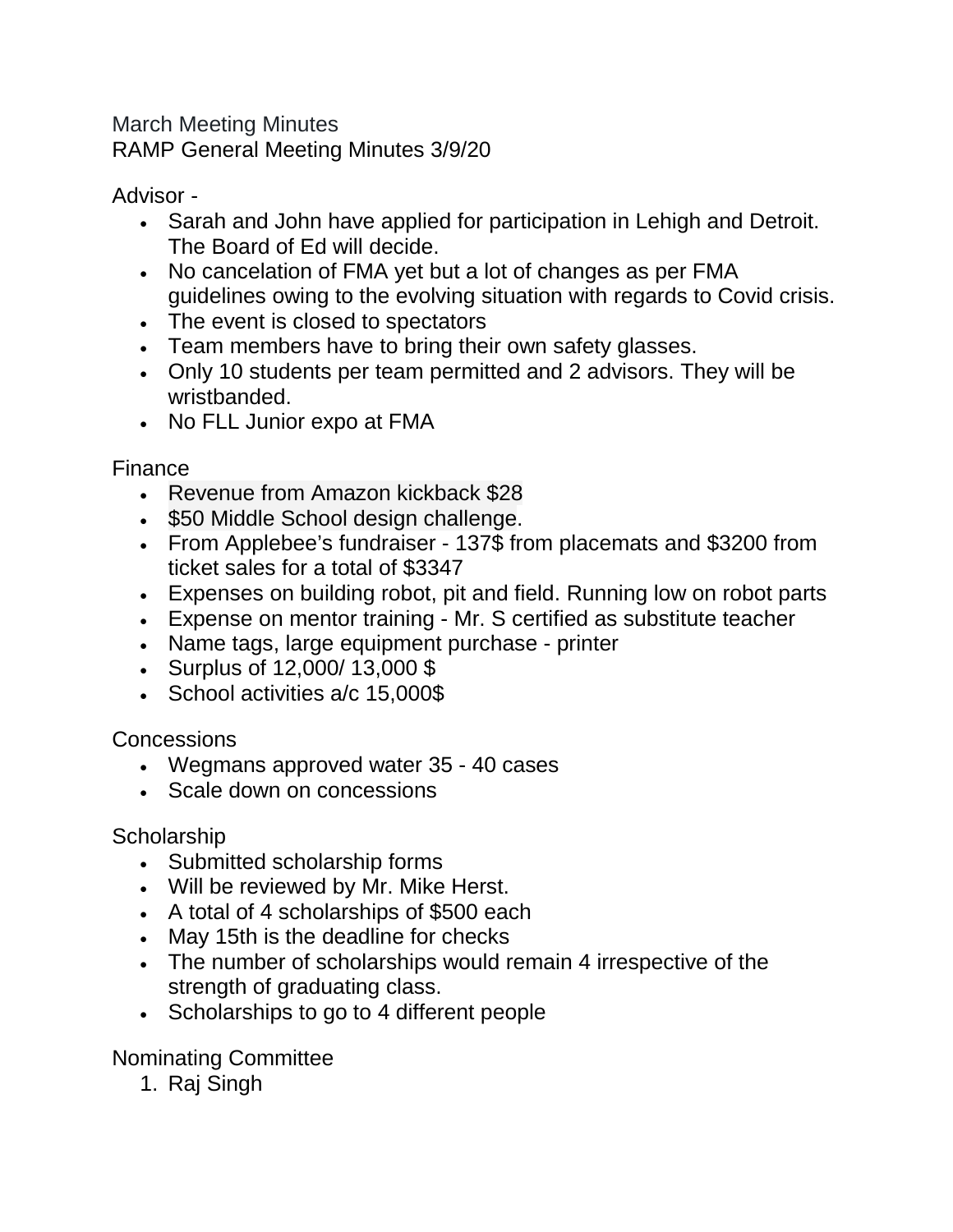March Meeting Minutes

RAMP General Meeting Minutes 3/9/20

Advisor -

- Sarah and John have applied for participation in Lehigh and Detroit. The Board of Ed will decide.
- No cancelation of FMA yet but a lot of changes as per FMA guidelines owing to the evolving situation with regards to Covid crisis.
- The event is closed to spectators
- Team members have to bring their own safety glasses.
- Only 10 students per team permitted and 2 advisors. They will be wristbanded.
- No FLL Junior expo at FMA

Finance

- Revenue from Amazon kickback $28
- $50 Middle School design challenge.
- From Applebee's fundraiser - 137$ from placemats and $3200 from ticket sales for a total of $3347
- Expenses on building robot, pit and field. Running low on robot parts
- Expense on mentor training - Mr. S certified as substitute teacher
- Name tags, large equipment purchase - printer
- Surplus of 12,000/ 13,000 $
- School activities a/c 15,000$

Concessions

- Wegmans approved water 35 - 40 cases
- Scale down on concessions

Scholarship

- Submitted scholarship forms
- Will be reviewed by Mr. Mike Herst.
- A total of 4 scholarships of $500 each
- May 15th is the deadline for checks
- The number of scholarships would remain 4 irrespective of the strength of graduating class.
- Scholarships to go to 4 different people

Nominating Committee

1. Raj Singh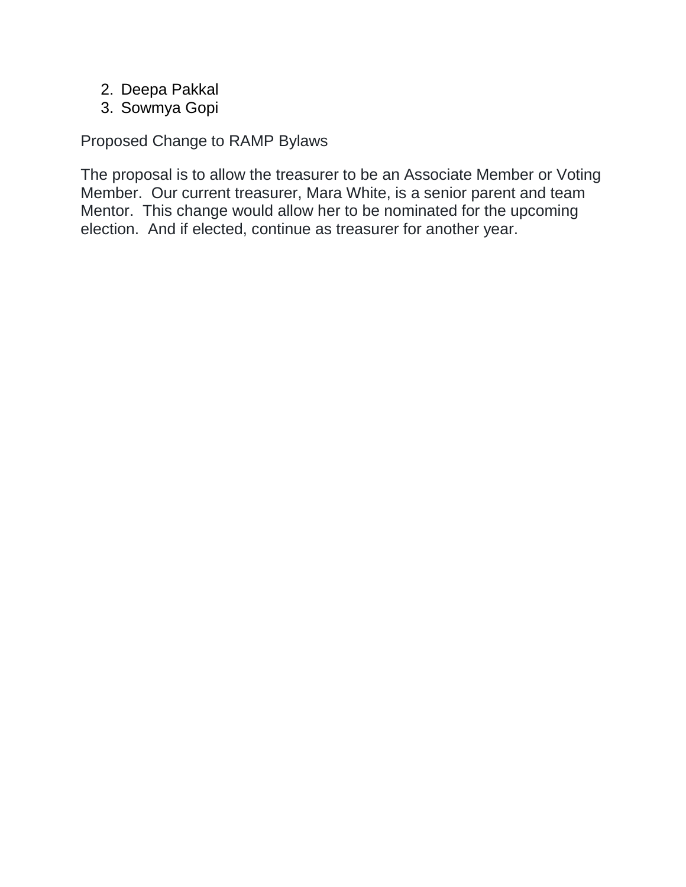2. Deepa Pakkal
3. Sowmya Gopi

Proposed Change to RAMP Bylaws

The proposal is to allow the treasurer to be an Associate Member or Voting Member. Our current treasurer, Mara White, is a senior parent and team Mentor. This change would allow her to be nominated for the upcoming election. And if elected, continue as treasurer for another year.